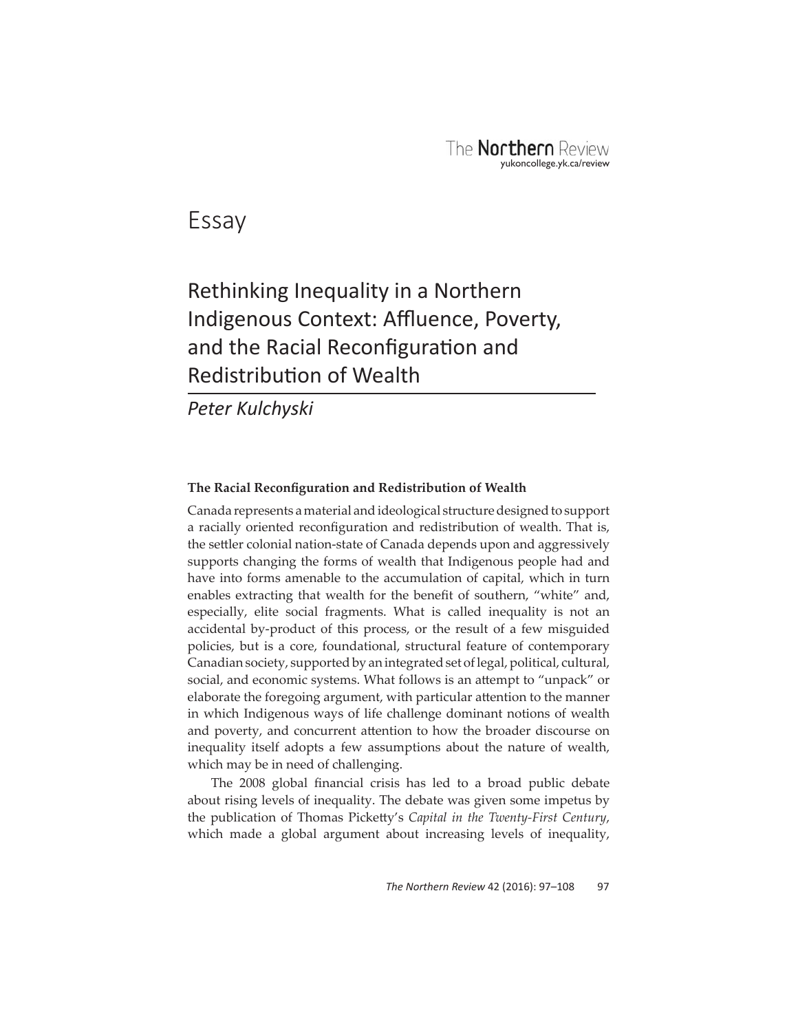Essay

# Rethinking Inequality in a Northern Indigenous Context: Affluence, Poverty, and the Racial Reconfiguration and Redistribution of Wealth

*Peter Kulchyski*

### The Racial Reconfiguration and Redistribution of Wealth

Canada represents a material and ideological structure designed to support a racially oriented reconfiguration and redistribution of wealth. That is, the settler colonial nation-state of Canada depends upon and aggressively supports changing the forms of wealth that Indigenous people had and have into forms amenable to the accumulation of capital, which in turn enables extracting that wealth for the benefit of southern, "white" and, especially, elite social fragments. What is called inequality is not an accidental by-product of this process, or the result of a few misguided policies, but is a core, foundational, structural feature of contemporary Canadian society, supported by an integrated set of legal, political, cultural, social, and economic systems. What follows is an attempt to "unpack" or elaborate the foregoing argument, with particular attention to the manner in which Indigenous ways of life challenge dominant notions of wealth and poverty, and concurrent attention to how the broader discourse on inequality itself adopts a few assumptions about the nature of wealth, which may be in need of challenging.

The 2008 global financial crisis has led to a broad public debate about rising levels of inequality. The debate was given some impetus by the publication of Thomas Picketty's *Capital in the Twenty-First Century*, which made a global argument about increasing levels of inequality,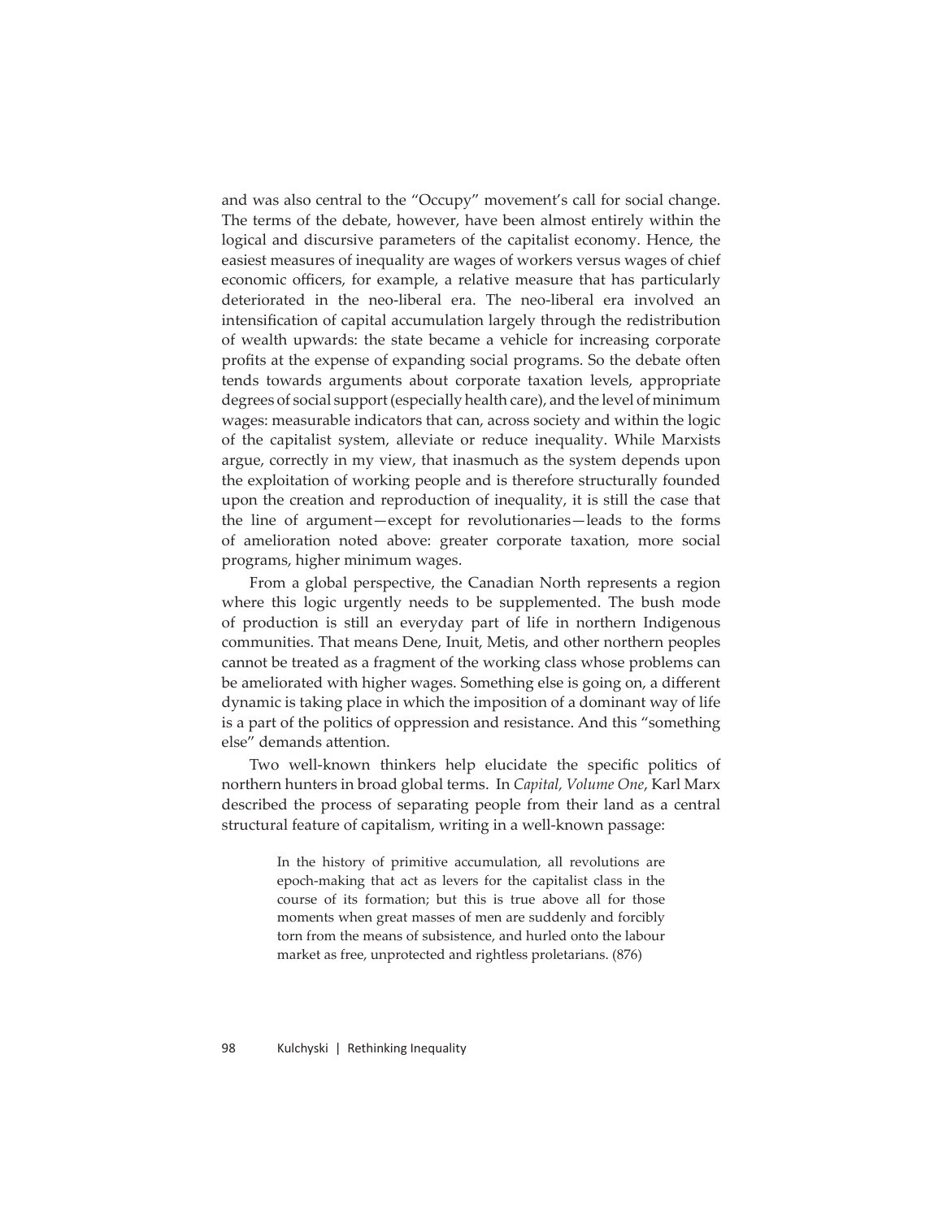and was also central to the "Occupy" movement's call for social change. The terms of the debate, however, have been almost entirely within the logical and discursive parameters of the capitalist economy. Hence, the easiest measures of inequality are wages of workers versus wages of chief economic officers, for example, a relative measure that has particularly deteriorated in the neo-liberal era. The neo-liberal era involved an intensification of capital accumulation largely through the redistribution of wealth upwards: the state became a vehicle for increasing corporate profits at the expense of expanding social programs. So the debate often tends towards arguments about corporate taxation levels, appropriate degrees of social support (especially health care), and the level of minimum wages: measurable indicators that can, across society and within the logic of the capitalist system, alleviate or reduce inequality. While Marxists argue, correctly in my view, that inasmuch as the system depends upon the exploitation of working people and is therefore structurally founded upon the creation and reproduction of inequality, it is still the case that the line of argument—except for revolutionaries—leads to the forms of amelioration noted above: greater corporate taxation, more social programs, higher minimum wages.

From a global perspective, the Canadian North represents a region where this logic urgently needs to be supplemented. The bush mode of production is still an everyday part of life in northern Indigenous communities. That means Dene, Inuit, Metis, and other northern peoples cannot be treated as a fragment of the working class whose problems can be ameliorated with higher wages. Something else is going on, a different dynamic is taking place in which the imposition of a dominant way of life is a part of the politics of oppression and resistance. And this "something else" demands attention.

Two well-known thinkers help elucidate the specific politics of northern hunters in broad global terms. In *Capital, Volume One*, Karl Marx described the process of separating people from their land as a central structural feature of capitalism, writing in a well-known passage:

> In the history of primitive accumulation, all revolutions are epoch-making that act as levers for the capitalist class in the course of its formation; but this is true above all for those moments when great masses of men are suddenly and forcibly torn from the means of subsistence, and hurled onto the labour market as free, unprotected and rightless proletarians. (876)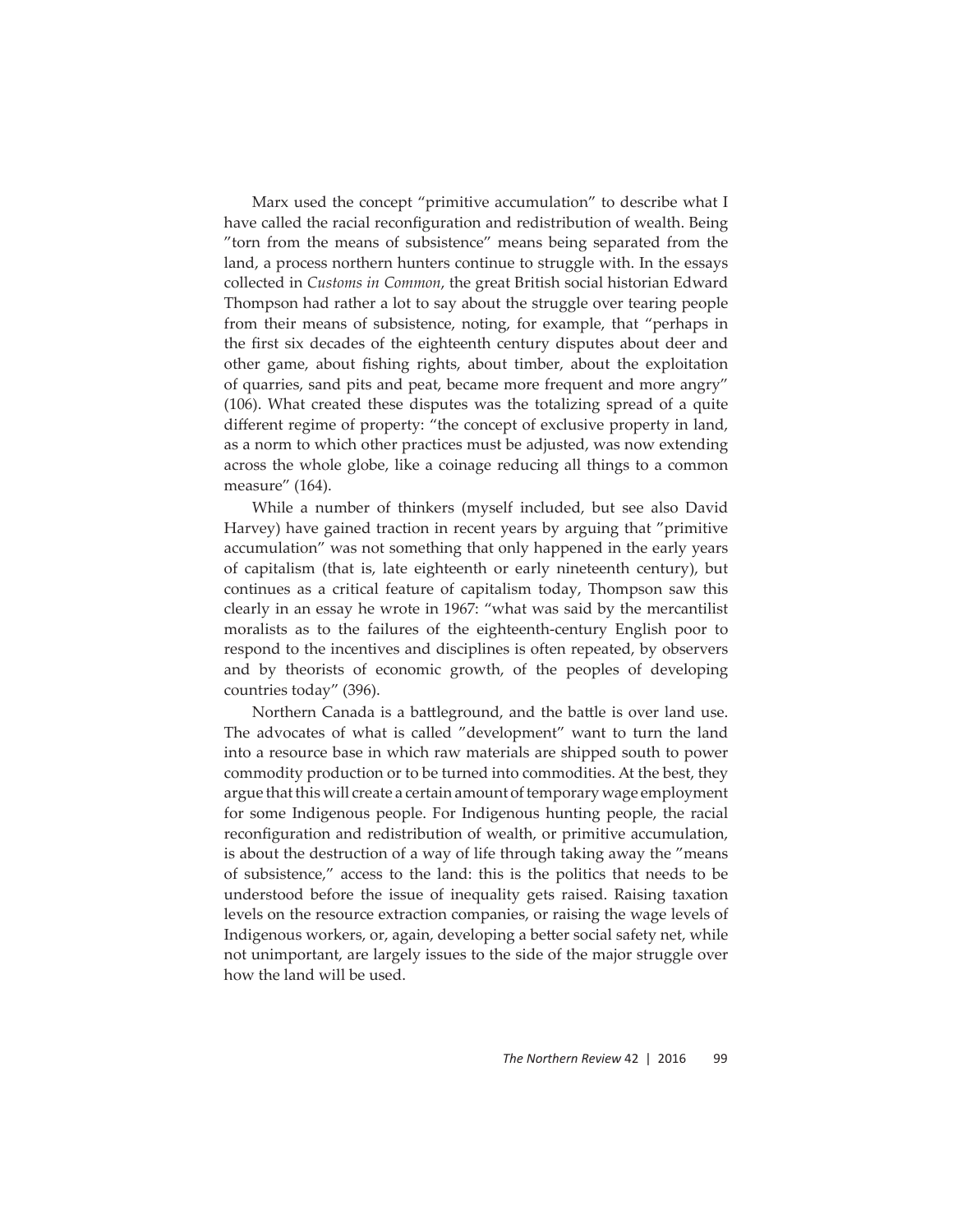Marx used the concept "primitive accumulation" to describe what I have called the racial reconfiguration and redistribution of wealth. Being "torn from the means of subsistence" means being separated from the land, a process northern hunters continue to struggle with. In the essays collected in *Customs in Common*, the great British social historian Edward Thompson had rather a lot to say about the struggle over tearing people from their means of subsistence, noting, for example, that "perhaps in the first six decades of the eighteenth century disputes about deer and other game, about fishing rights, about timber, about the exploitation of quarries, sand pits and peat, became more frequent and more angry" (106). What created these disputes was the totalizing spread of a quite different regime of property: "the concept of exclusive property in land, as a norm to which other practices must be adjusted, was now extending across the whole globe, like a coinage reducing all things to a common measure" (164).

While a number of thinkers (myself included, but see also David Harvey) have gained traction in recent years by arguing that "primitive accumulation" was not something that only happened in the early years of capitalism (that is, late eighteenth or early nineteenth century), but continues as a critical feature of capitalism today, Thompson saw this clearly in an essay he wrote in 1967: "what was said by the mercantilist moralists as to the failures of the eighteenth-century English poor to respond to the incentives and disciplines is often repeated, by observers and by theorists of economic growth, of the peoples of developing countries today" (396).

Northern Canada is a battleground, and the battle is over land use. The advocates of what is called "development" want to turn the land into a resource base in which raw materials are shipped south to power commodity production or to be turned into commodities. At the best, they argue that this will create a certain amount of temporary wage employment for some Indigenous people. For Indigenous hunting people, the racial reconfiguration and redistribution of wealth, or primitive accumulation, is about the destruction of a way of life through taking away the "means of subsistence," access to the land: this is the politics that needs to be understood before the issue of inequality gets raised. Raising taxation levels on the resource extraction companies, or raising the wage levels of Indigenous workers, or, again, developing a better social safety net, while not unimportant, are largely issues to the side of the major struggle over how the land will be used.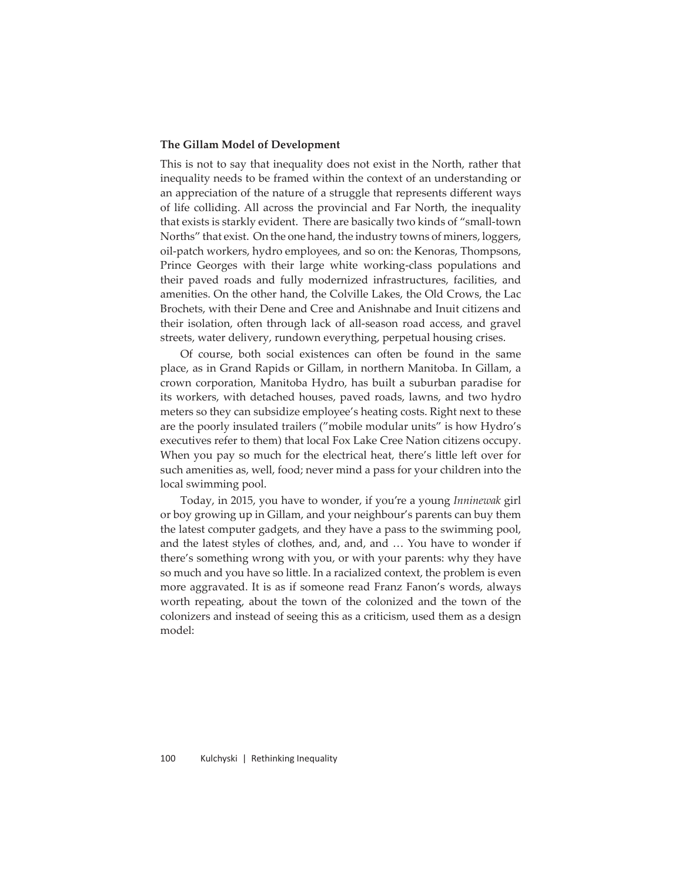**The Gillam Model of Development**

This is not to say that inequality does not exist in the North, rather that inequality needs to be framed within the context of an understanding or an appreciation of the nature of a struggle that represents different ways of life colliding. All across the provincial and Far North, the inequality that exists is starkly evident. There are basically two kinds of "small-town Norths" that exist. On the one hand, the industry towns of miners, loggers, oil-patch workers, hydro employees, and so on: the Kenoras, Thompsons, Prince Georges with their large white working-class populations and their paved roads and fully modernized infrastructures, facilities, and amenities. On the other hand, the Colville Lakes, the Old Crows, the Lac Brochets, with their Dene and Cree and Anishnabe and Inuit citizens and their isolation, often through lack of all-season road access, and gravel streets, water delivery, rundown everything, perpetual housing crises.

Of course, both social existences can often be found in the same place, as in Grand Rapids or Gillam, in northern Manitoba. In Gillam, a crown corporation, Manitoba Hydro, has built a suburban paradise for its workers, with detached houses, paved roads, lawns, and two hydro meters so they can subsidize employee's heating costs. Right next to these are the poorly insulated trailers ("mobile modular units" is how Hydro's executives refer to them) that local Fox Lake Cree Nation citizens occupy. When you pay so much for the electrical heat, there's little left over for such amenities as, well, food; never mind a pass for your children into the local swimming pool.

Today, in 2015, you have to wonder, if you're a young *Inninewak* girl or boy growing up in Gillam, and your neighbour's parents can buy them the latest computer gadgets, and they have a pass to the swimming pool, and the latest styles of clothes, and, and, and … You have to wonder if there's something wrong with you, or with your parents: why they have so much and you have so little. In a racialized context, the problem is even more aggravated. It is as if someone read Franz Fanon's words, always worth repeating, about the town of the colonized and the town of the colonizers and instead of seeing this as a criticism, used them as a design model: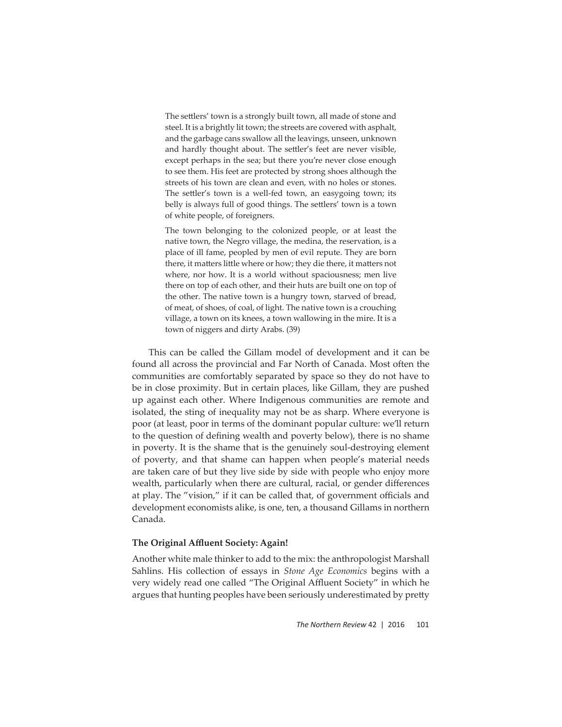> The settlers' town is a strongly built town, all made of stone and steel. It is a brightly lit town; the streets are covered with asphalt, and the garbage cans swallow all the leavings, unseen, unknown and hardly thought about. The settler's feet are never visible, except perhaps in the sea; but there you're never close enough to see them. His feet are protected by strong shoes although the streets of his town are clean and even, with no holes or stones. The settler's town is a well-fed town, an easygoing town; its belly is always full of good things. The settlers' town is a town of white people, of foreigners.
>
> The town belonging to the colonized people, or at least the native town, the Negro village, the medina, the reservation, is a place of ill fame, peopled by men of evil repute. They are born there, it matters little where or how; they die there, it matters not where, nor how. It is a world without spaciousness; men live there on top of each other, and their huts are built one on top of the other. The native town is a hungry town, starved of bread, of meat, of shoes, of coal, of light. The native town is a crouching village, a town on its knees, a town wallowing in the mire. It is a town of niggers and dirty Arabs. (39)

This can be called the Gillam model of development and it can be found all across the provincial and Far North of Canada. Most often the communities are comfortably separated by space so they do not have to be in close proximity. But in certain places, like Gillam, they are pushed up against each other. Where Indigenous communities are remote and isolated, the sting of inequality may not be as sharp. Where everyone is poor (at least, poor in terms of the dominant popular culture: we'll return to the question of defining wealth and poverty below), there is no shame in poverty. It is the shame that is the genuinely soul-destroying element of poverty, and that shame can happen when people's material needs are taken care of but they live side by side with people who enjoy more wealth, particularly when there are cultural, racial, or gender differences at play. The "vision," if it can be called that, of government officials and development economists alike, is one, ten, a thousand Gillams in northern Canada.

## The Original Affluent Society: Again!

Another white male thinker to add to the mix: the anthropologist Marshall Sahlins. His collection of essays in *Stone Age Economics* begins with a very widely read one called "The Original Affluent Society" in which he argues that hunting peoples have been seriously underestimated by pretty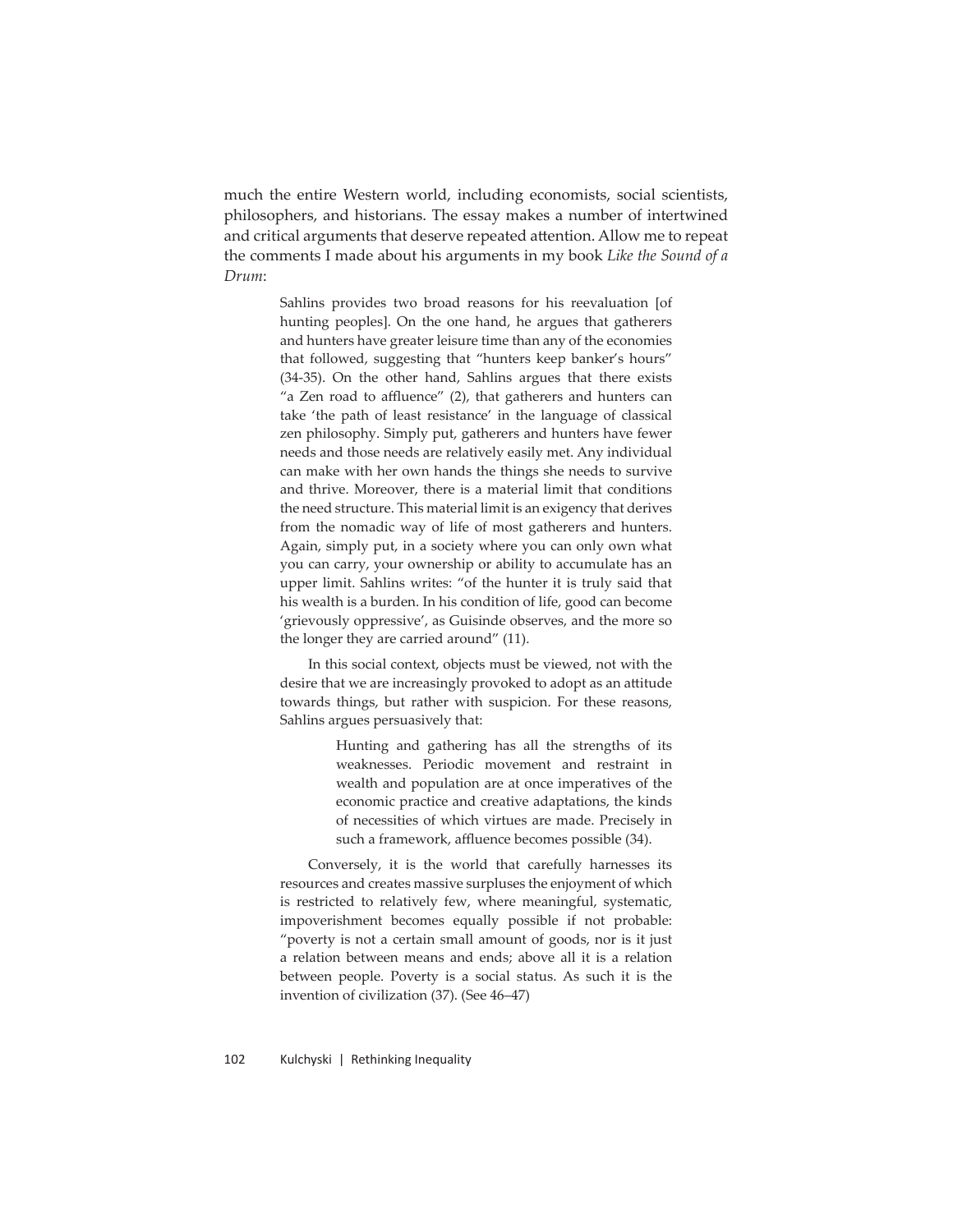much the entire Western world, including economists, social scientists, philosophers, and historians. The essay makes a number of intertwined and critical arguments that deserve repeated attention. Allow me to repeat the comments I made about his arguments in my book *Like the Sound of a Drum*:

> Sahlins provides two broad reasons for his reevaluation [of hunting peoples]. On the one hand, he argues that gatherers and hunters have greater leisure time than any of the economies that followed, suggesting that "hunters keep banker's hours" (34-35). On the other hand, Sahlins argues that there exists "a Zen road to affluence" (2), that gatherers and hunters can take 'the path of least resistance' in the language of classical zen philosophy. Simply put, gatherers and hunters have fewer needs and those needs are relatively easily met. Any individual can make with her own hands the things she needs to survive and thrive. Moreover, there is a material limit that conditions the need structure. This material limit is an exigency that derives from the nomadic way of life of most gatherers and hunters. Again, simply put, in a society where you can only own what you can carry, your ownership or ability to accumulate has an upper limit. Sahlins writes: "of the hunter it is truly said that his wealth is a burden. In his condition of life, good can become 'grievously oppressive', as Guisinde observes, and the more so the longer they are carried around" (11).
>
> In this social context, objects must be viewed, not with the desire that we are increasingly provoked to adopt as an attitude towards things, but rather with suspicion. For these reasons, Sahlins argues persuasively that:
>
> > Hunting and gathering has all the strengths of its weaknesses. Periodic movement and restraint in wealth and population are at once imperatives of the economic practice and creative adaptations, the kinds of necessities of which virtues are made. Precisely in such a framework, affluence becomes possible (34).
>
> Conversely, it is the world that carefully harnesses its resources and creates massive surpluses the enjoyment of which is restricted to relatively few, where meaningful, systematic, impoverishment becomes equally possible if not probable: "poverty is not a certain small amount of goods, nor is it just a relation between means and ends; above all it is a relation between people. Poverty is a social status. As such it is the invention of civilization (37). (See 46–47)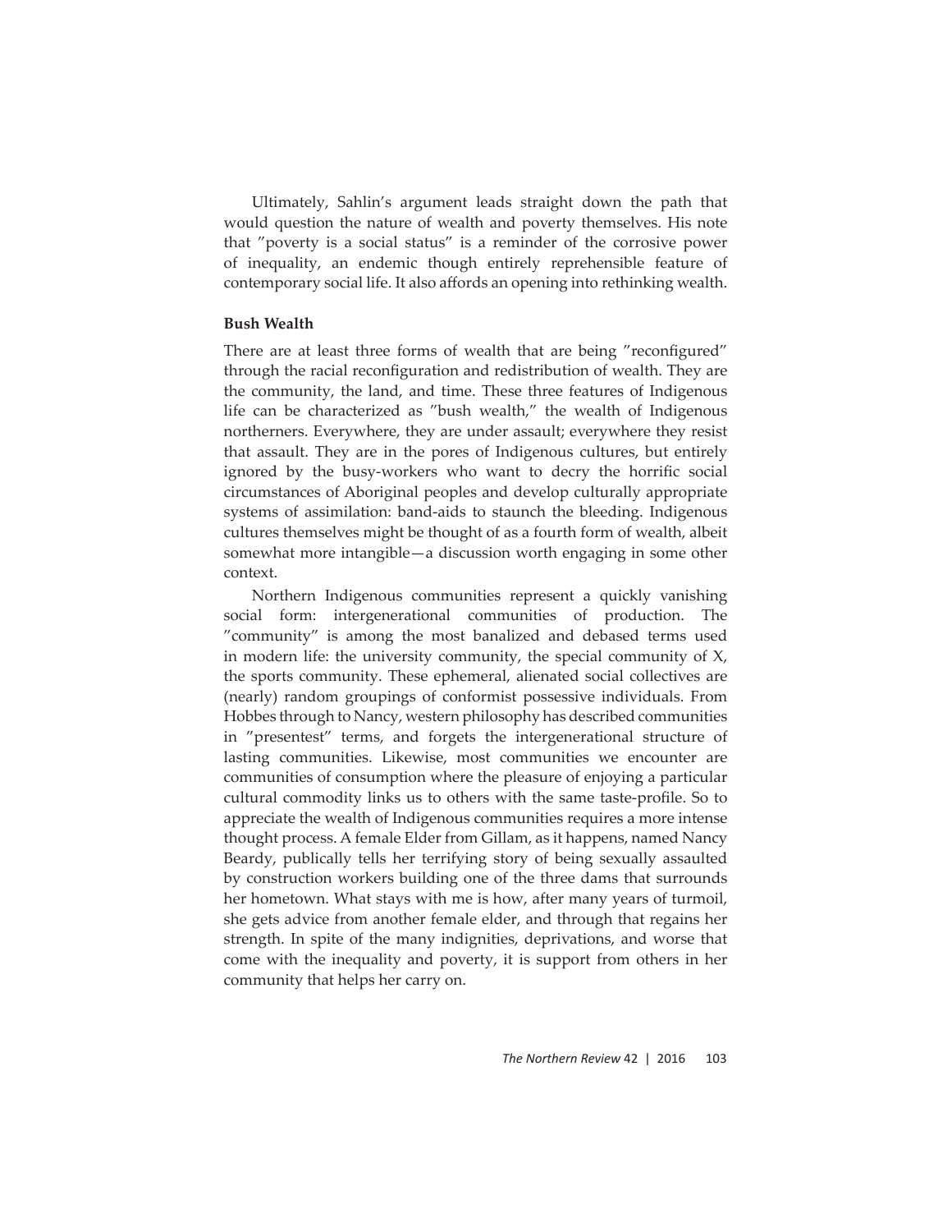Ultimately, Sahlin's argument leads straight down the path that would question the nature of wealth and poverty themselves. His note that "poverty is a social status" is a reminder of the corrosive power of inequality, an endemic though entirely reprehensible feature of contemporary social life. It also affords an opening into rethinking wealth.

**Bush Wealth**

There are at least three forms of wealth that are being "reconfigured" through the racial reconfiguration and redistribution of wealth. They are the community, the land, and time. These three features of Indigenous life can be characterized as "bush wealth," the wealth of Indigenous northerners. Everywhere, they are under assault; everywhere they resist that assault. They are in the pores of Indigenous cultures, but entirely ignored by the busy-workers who want to decry the horrific social circumstances of Aboriginal peoples and develop culturally appropriate systems of assimilation: band-aids to staunch the bleeding. Indigenous cultures themselves might be thought of as a fourth form of wealth, albeit somewhat more intangible—a discussion worth engaging in some other context.

Northern Indigenous communities represent a quickly vanishing social form: intergenerational communities of production. The "community" is among the most banalized and debased terms used in modern life: the university community, the special community of X, the sports community. These ephemeral, alienated social collectives are (nearly) random groupings of conformist possessive individuals. From Hobbes through to Nancy, western philosophy has described communities in "presentest" terms, and forgets the intergenerational structure of lasting communities. Likewise, most communities we encounter are communities of consumption where the pleasure of enjoying a particular cultural commodity links us to others with the same taste-profile. So to appreciate the wealth of Indigenous communities requires a more intense thought process. A female Elder from Gillam, as it happens, named Nancy Beardy, publically tells her terrifying story of being sexually assaulted by construction workers building one of the three dams that surrounds her hometown. What stays with me is how, after many years of turmoil, she gets advice from another female elder, and through that regains her strength. In spite of the many indignities, deprivations, and worse that come with the inequality and poverty, it is support from others in her community that helps her carry on.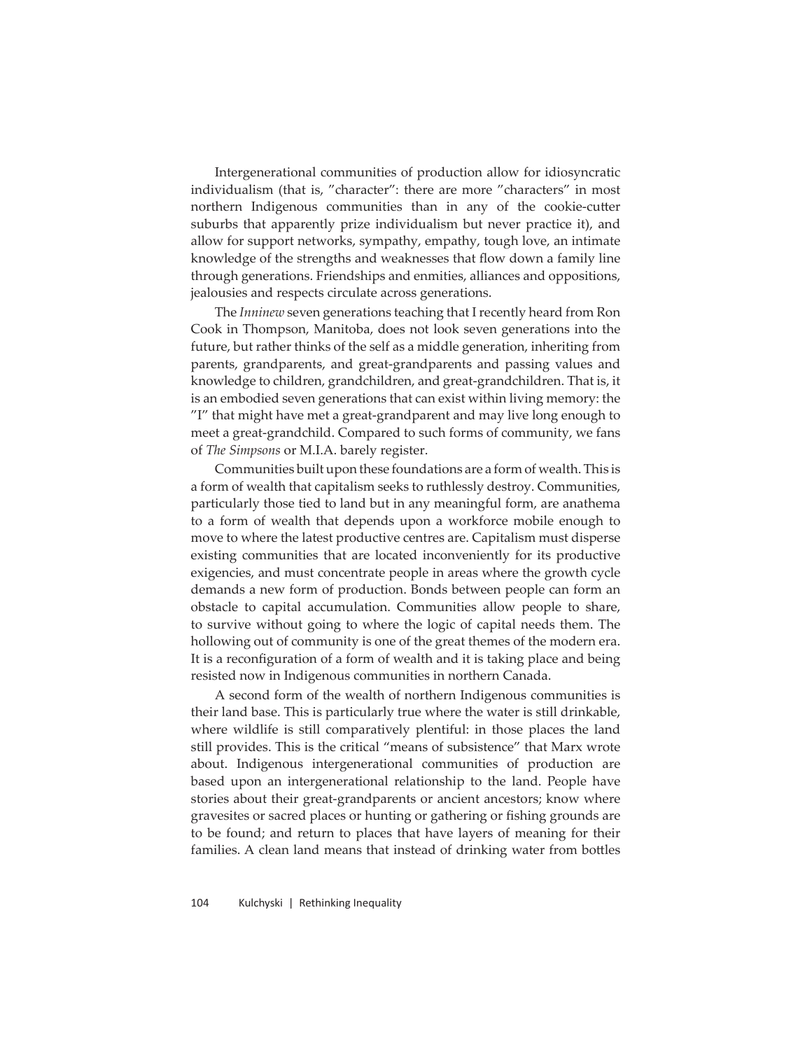Intergenerational communities of production allow for idiosyncratic individualism (that is, "character": there are more "characters" in most northern Indigenous communities than in any of the cookie-cutter suburbs that apparently prize individualism but never practice it), and allow for support networks, sympathy, empathy, tough love, an intimate knowledge of the strengths and weaknesses that flow down a family line through generations. Friendships and enmities, alliances and oppositions, jealousies and respects circulate across generations.

The *Inninew* seven generations teaching that I recently heard from Ron Cook in Thompson, Manitoba, does not look seven generations into the future, but rather thinks of the self as a middle generation, inheriting from parents, grandparents, and great-grandparents and passing values and knowledge to children, grandchildren, and great-grandchildren. That is, it is an embodied seven generations that can exist within living memory: the "I" that might have met a great-grandparent and may live long enough to meet a great-grandchild. Compared to such forms of community, we fans of *The Simpsons* or M.I.A. barely register.

Communities built upon these foundations are a form of wealth. This is a form of wealth that capitalism seeks to ruthlessly destroy. Communities, particularly those tied to land but in any meaningful form, are anathema to a form of wealth that depends upon a workforce mobile enough to move to where the latest productive centres are. Capitalism must disperse existing communities that are located inconveniently for its productive exigencies, and must concentrate people in areas where the growth cycle demands a new form of production. Bonds between people can form an obstacle to capital accumulation. Communities allow people to share, to survive without going to where the logic of capital needs them. The hollowing out of community is one of the great themes of the modern era. It is a reconfiguration of a form of wealth and it is taking place and being resisted now in Indigenous communities in northern Canada.

A second form of the wealth of northern Indigenous communities is their land base. This is particularly true where the water is still drinkable, where wildlife is still comparatively plentiful: in those places the land still provides. This is the critical "means of subsistence" that Marx wrote about. Indigenous intergenerational communities of production are based upon an intergenerational relationship to the land. People have stories about their great-grandparents or ancient ancestors; know where gravesites or sacred places or hunting or gathering or fishing grounds are to be found; and return to places that have layers of meaning for their families. A clean land means that instead of drinking water from bottles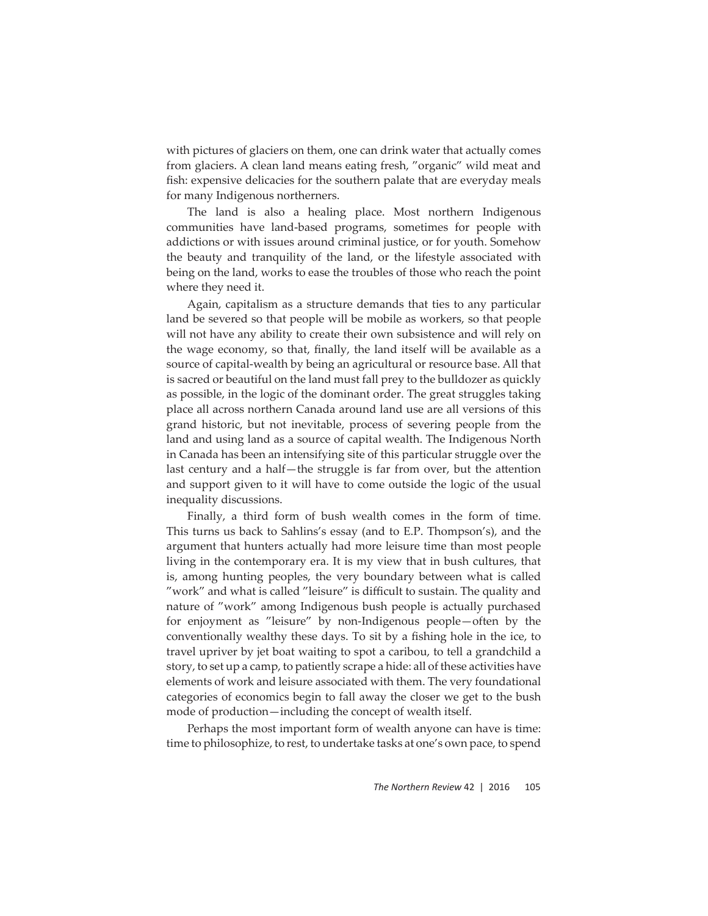with pictures of glaciers on them, one can drink water that actually comes from glaciers. A clean land means eating fresh, "organic" wild meat and fish: expensive delicacies for the southern palate that are everyday meals for many Indigenous northerners.

The land is also a healing place. Most northern Indigenous communities have land-based programs, sometimes for people with addictions or with issues around criminal justice, or for youth. Somehow the beauty and tranquility of the land, or the lifestyle associated with being on the land, works to ease the troubles of those who reach the point where they need it.

Again, capitalism as a structure demands that ties to any particular land be severed so that people will be mobile as workers, so that people will not have any ability to create their own subsistence and will rely on the wage economy, so that, finally, the land itself will be available as a source of capital-wealth by being an agricultural or resource base. All that is sacred or beautiful on the land must fall prey to the bulldozer as quickly as possible, in the logic of the dominant order. The great struggles taking place all across northern Canada around land use are all versions of this grand historic, but not inevitable, process of severing people from the land and using land as a source of capital wealth. The Indigenous North in Canada has been an intensifying site of this particular struggle over the last century and a half—the struggle is far from over, but the attention and support given to it will have to come outside the logic of the usual inequality discussions.

Finally, a third form of bush wealth comes in the form of time. This turns us back to Sahlins's essay (and to E.P. Thompson's), and the argument that hunters actually had more leisure time than most people living in the contemporary era. It is my view that in bush cultures, that is, among hunting peoples, the very boundary between what is called "work" and what is called "leisure" is difficult to sustain. The quality and nature of "work" among Indigenous bush people is actually purchased for enjoyment as "leisure" by non-Indigenous people—often by the conventionally wealthy these days. To sit by a fishing hole in the ice, to travel upriver by jet boat waiting to spot a caribou, to tell a grandchild a story, to set up a camp, to patiently scrape a hide: all of these activities have elements of work and leisure associated with them. The very foundational categories of economics begin to fall away the closer we get to the bush mode of production—including the concept of wealth itself.

Perhaps the most important form of wealth anyone can have is time: time to philosophize, to rest, to undertake tasks at one's own pace, to spend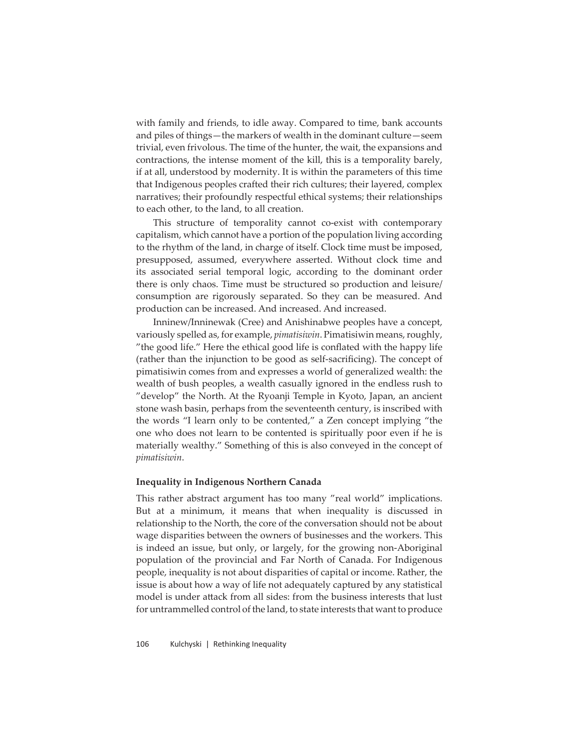with family and friends, to idle away. Compared to time, bank accounts and piles of things—the markers of wealth in the dominant culture—seem trivial, even frivolous. The time of the hunter, the wait, the expansions and contractions, the intense moment of the kill, this is a temporality barely, if at all, understood by modernity. It is within the parameters of this time that Indigenous peoples crafted their rich cultures; their layered, complex narratives; their profoundly respectful ethical systems; their relationships to each other, to the land, to all creation.

This structure of temporality cannot co-exist with contemporary capitalism, which cannot have a portion of the population living according to the rhythm of the land, in charge of itself. Clock time must be imposed, presupposed, assumed, everywhere asserted. Without clock time and its associated serial temporal logic, according to the dominant order there is only chaos. Time must be structured so production and leisure/consumption are rigorously separated. So they can be measured. And production can be increased. And increased. And increased.

Ininew/Ininewak (Cree) and Anishinabwe peoples have a concept, variously spelled as, for example, *pimatisiwin*. Pimatisiwin means, roughly, "the good life." Here the ethical good life is conflated with the happy life (rather than the injunction to be good as self-sacrificing). The concept of pimatisiwin comes from and expresses a world of generalized wealth: the wealth of bush peoples, a wealth casually ignored in the endless rush to "develop" the North. At the Ryoanji Temple in Kyoto, Japan, an ancient stone wash basin, perhaps from the seventeenth century, is inscribed with the words "I learn only to be contented," a Zen concept implying "the one who does not learn to be contented is spiritually poor even if he is materially wealthy." Something of this is also conveyed in the concept of *pimatisiwin*.

### Inequality in Indigenous Northern Canada

This rather abstract argument has too many "real world" implications. But at a minimum, it means that when inequality is discussed in relationship to the North, the core of the conversation should not be about wage disparities between the owners of businesses and the workers. This is indeed an issue, but only, or largely, for the growing non-Aboriginal population of the provincial and Far North of Canada. For Indigenous people, inequality is not about disparities of capital or income. Rather, the issue is about how a way of life not adequately captured by any statistical model is under attack from all sides: from the business interests that lust for untrammelled control of the land, to state interests that want to produce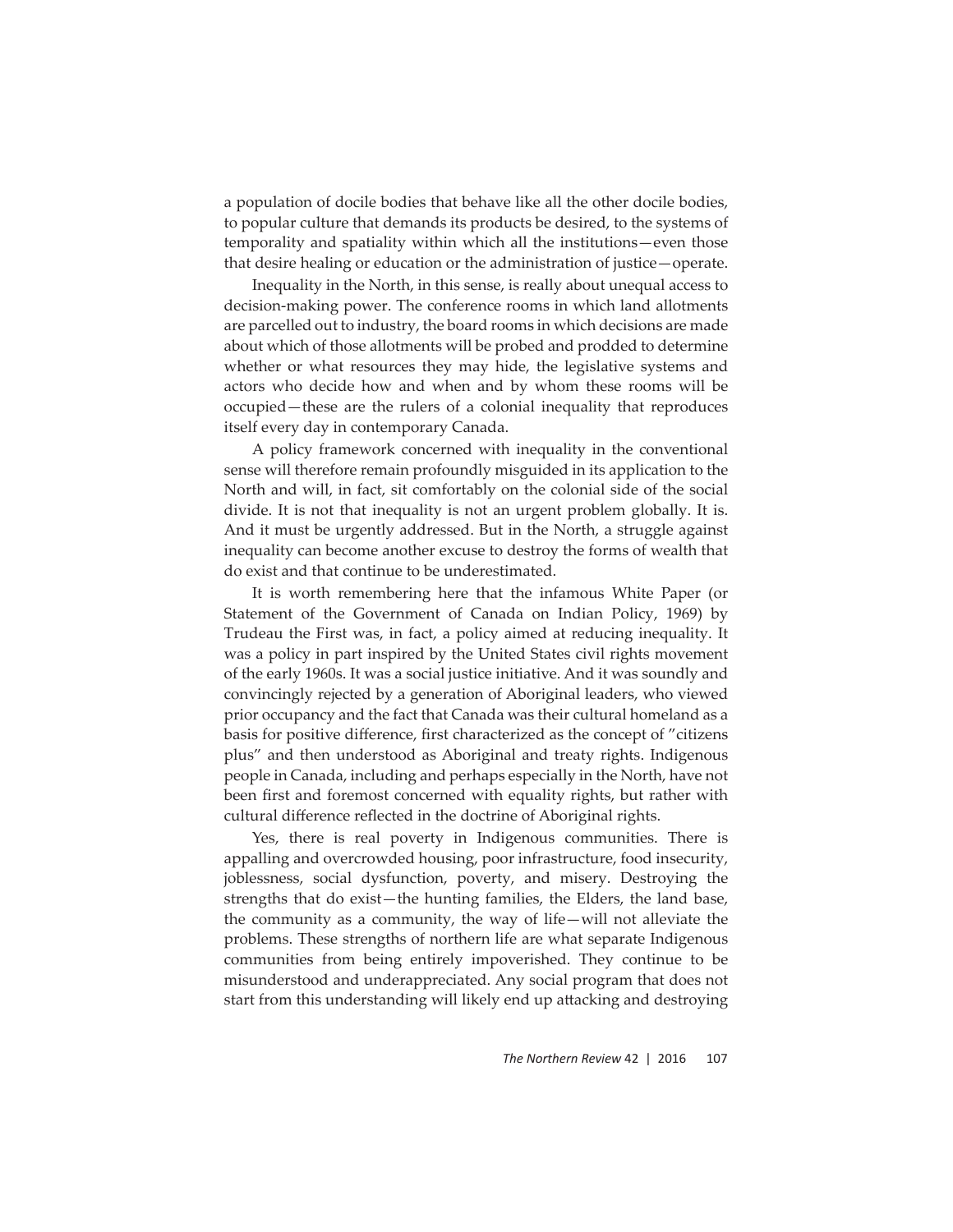a population of docile bodies that behave like all the other docile bodies, to popular culture that demands its products be desired, to the systems of temporality and spatiality within which all the institutions—even those that desire healing or education or the administration of justice—operate.

Inequality in the North, in this sense, is really about unequal access to decision-making power. The conference rooms in which land allotments are parcelled out to industry, the board rooms in which decisions are made about which of those allotments will be probed and prodded to determine whether or what resources they may hide, the legislative systems and actors who decide how and when and by whom these rooms will be occupied—these are the rulers of a colonial inequality that reproduces itself every day in contemporary Canada.

A policy framework concerned with inequality in the conventional sense will therefore remain profoundly misguided in its application to the North and will, in fact, sit comfortably on the colonial side of the social divide. It is not that inequality is not an urgent problem globally. It is. And it must be urgently addressed. But in the North, a struggle against inequality can become another excuse to destroy the forms of wealth that do exist and that continue to be underestimated.

It is worth remembering here that the infamous White Paper (or Statement of the Government of Canada on Indian Policy, 1969) by Trudeau the First was, in fact, a policy aimed at reducing inequality. It was a policy in part inspired by the United States civil rights movement of the early 1960s. It was a social justice initiative. And it was soundly and convincingly rejected by a generation of Aboriginal leaders, who viewed prior occupancy and the fact that Canada was their cultural homeland as a basis for positive difference, first characterized as the concept of "citizens plus" and then understood as Aboriginal and treaty rights. Indigenous people in Canada, including and perhaps especially in the North, have not been first and foremost concerned with equality rights, but rather with cultural difference reflected in the doctrine of Aboriginal rights.

Yes, there is real poverty in Indigenous communities. There is appalling and overcrowded housing, poor infrastructure, food insecurity, joblessness, social dysfunction, poverty, and misery. Destroying the strengths that do exist—the hunting families, the Elders, the land base, the community as a community, the way of life—will not alleviate the problems. These strengths of northern life are what separate Indigenous communities from being entirely impoverished. They continue to be misunderstood and underappreciated. Any social program that does not start from this understanding will likely end up attacking and destroying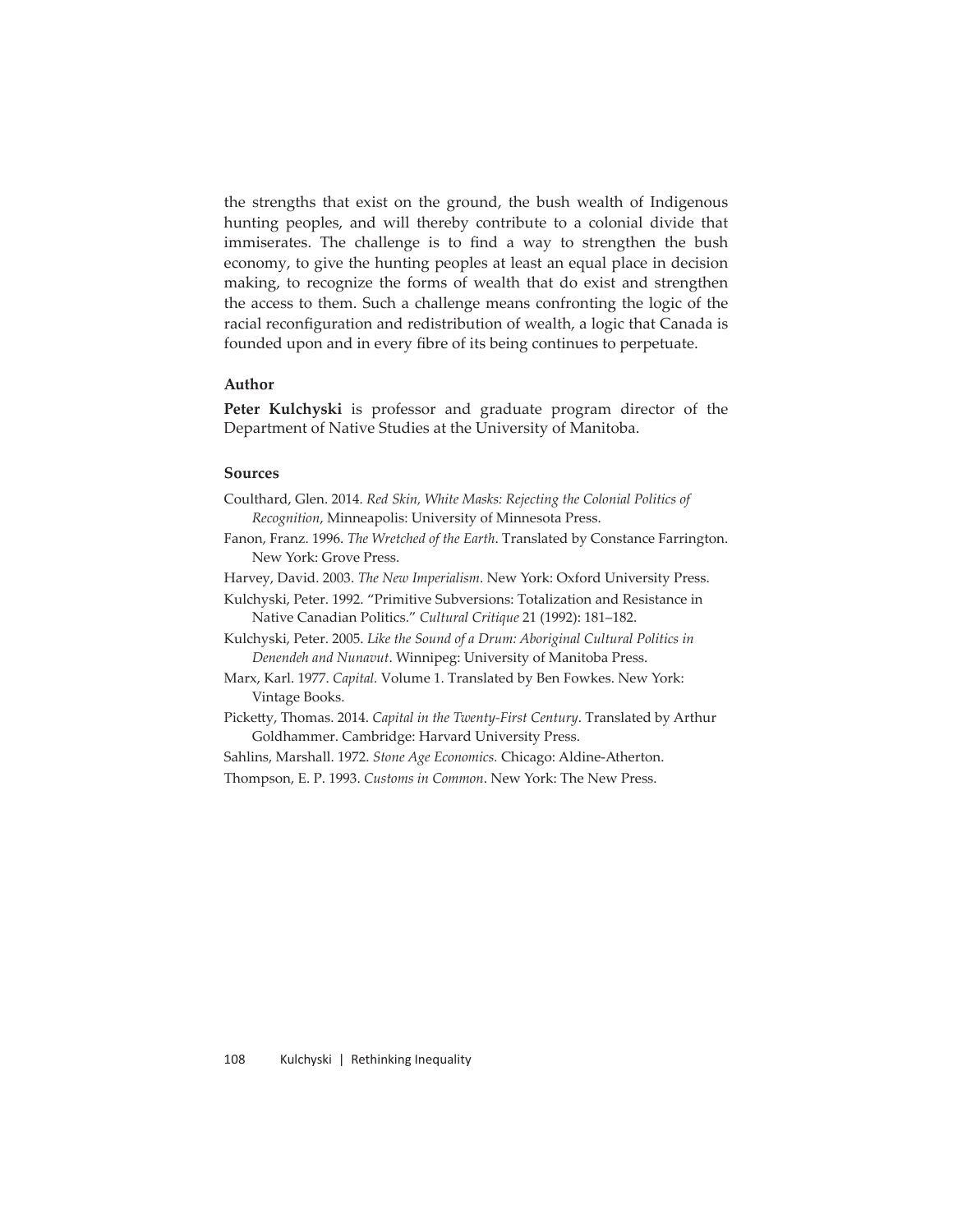the strengths that exist on the ground, the bush wealth of Indigenous hunting peoples, and will thereby contribute to a colonial divide that immiserates. The challenge is to find a way to strengthen the bush economy, to give the hunting peoples at least an equal place in decision making, to recognize the forms of wealth that do exist and strengthen the access to them. Such a challenge means confronting the logic of the racial reconfiguration and redistribution of wealth, a logic that Canada is founded upon and in every fibre of its being continues to perpetuate.

### Author

**Peter Kulchyski** is professor and graduate program director of the Department of Native Studies at the University of Manitoba.

### Sources

Coulthard, Glen. 2014. *Red Skin, White Masks: Rejecting the Colonial Politics of Recognition*, Minneapolis: University of Minnesota Press.

Fanon, Franz. 1996. *The Wretched of the Earth*. Translated by Constance Farrington. New York: Grove Press.

Harvey, David. 2003. *The New Imperialism*. New York: Oxford University Press.

Kulchyski, Peter. 1992. "Primitive Subversions: Totalization and Resistance in Native Canadian Politics." *Cultural Critique* 21 (1992): 181–182.

Kulchyski, Peter. 2005. *Like the Sound of a Drum: Aboriginal Cultural Politics in Denendeh and Nunavut*. Winnipeg: University of Manitoba Press.

Marx, Karl. 1977. *Capital*. Volume 1. Translated by Ben Fowkes. New York: Vintage Books.

Picketty, Thomas. 2014. *Capital in the Twenty-First Century*. Translated by Arthur Goldhammer. Cambridge: Harvard University Press.

Sahlins, Marshall. 1972. *Stone Age Economics.* Chicago: Aldine-Atherton.

Thompson, E. P. 1993. *Customs in Common*. New York: The New Press.